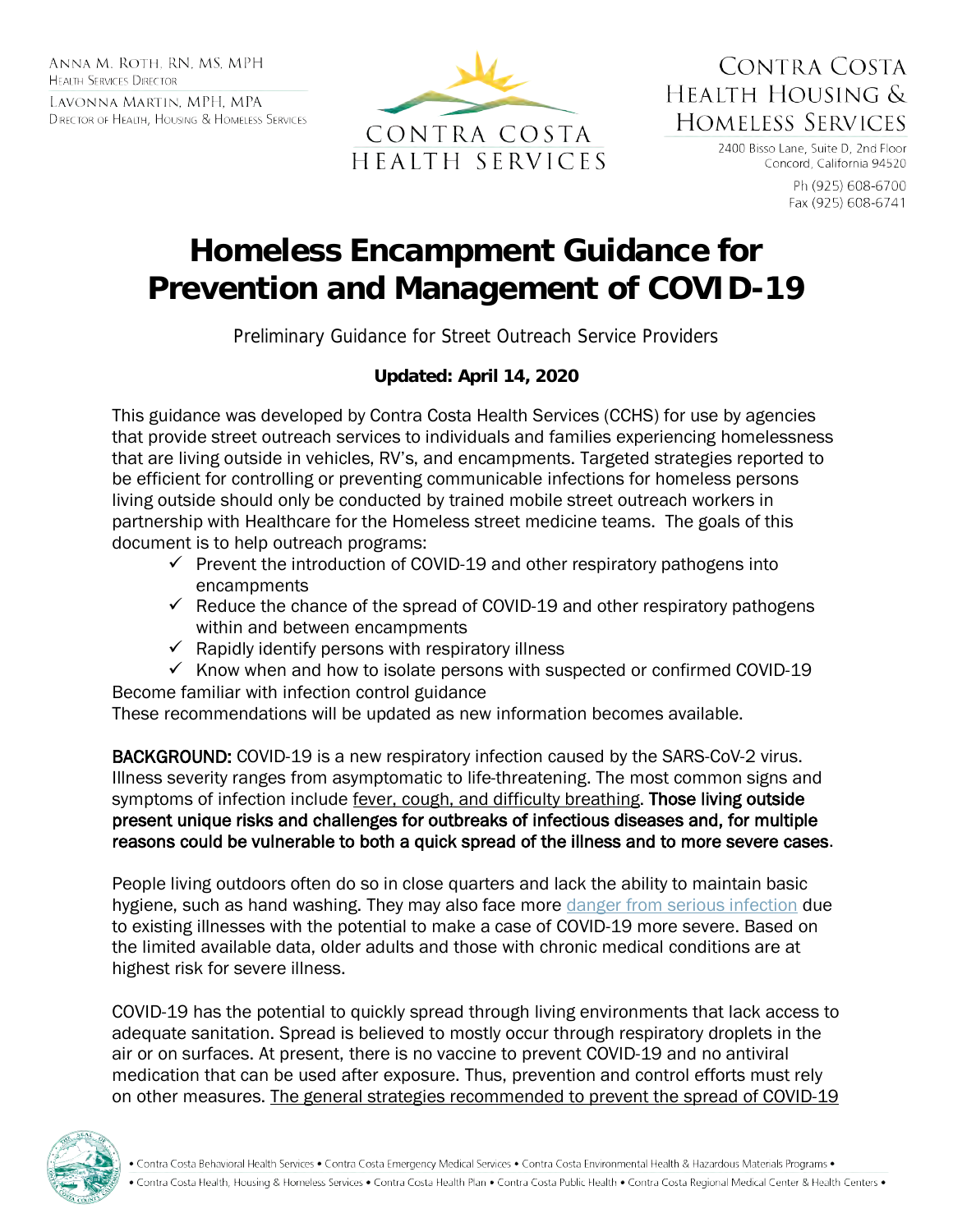Anna M. Roth, RN, MS, MPH
Health Services Director

Lavonna Martin, MPH, MPA
Director of Health, Housing & Homeless Services

CONTRA COSTA HEALTH SERVICES

CONTRA COSTA HEALTH HOUSING & HOMELESS SERVICES

2400 Bisso Lane, Suite D, 2nd Floor
Concord, California 94520

Ph (925) 608-6700
Fax (925) 608-6741

# Homeless Encampment Guidance for Prevention and Management of COVID-19

Preliminary Guidance for Street Outreach Service Providers

**Updated: April 14, 2020**

This guidance was developed by Contra Costa Health Services (CCHS) for use by agencies that provide street outreach services to individuals and families experiencing homelessness that are living outside in vehicles, RV's, and encampments. Targeted strategies reported to be efficient for controlling or preventing communicable infections for homeless persons living outside should only be conducted by trained mobile street outreach workers in partnership with Healthcare for the Homeless street medicine teams. The goals of this document is to help outreach programs:

- ✓ Prevent the introduction of COVID-19 and other respiratory pathogens into encampments
- ✓ Reduce the chance of the spread of COVID-19 and other respiratory pathogens within and between encampments
- ✓ Rapidly identify persons with respiratory illness
- ✓ Know when and how to isolate persons with suspected or confirmed COVID-19

Become familiar with infection control guidance
These recommendations will be updated as new information becomes available.

**BACKGROUND:** COVID-19 is a new respiratory infection caused by the SARS-CoV-2 virus. Illness severity ranges from asymptomatic to life-threatening. The most common signs and symptoms of infection include fever, cough, and difficulty breathing. **Those living outside present unique risks and challenges for outbreaks of infectious diseases and, for multiple reasons could be vulnerable to both a quick spread of the illness and to more severe cases**.

People living outdoors often do so in close quarters and lack the ability to maintain basic hygiene, such as hand washing. They may also face more danger from serious infection due to existing illnesses with the potential to make a case of COVID-19 more severe. Based on the limited available data, older adults and those with chronic medical conditions are at highest risk for severe illness.

COVID-19 has the potential to quickly spread through living environments that lack access to adequate sanitation. Spread is believed to mostly occur through respiratory droplets in the air or on surfaces. At present, there is no vaccine to prevent COVID-19 and no antiviral medication that can be used after exposure. Thus, prevention and control efforts must rely on other measures. The general strategies recommended to prevent the spread of COVID-19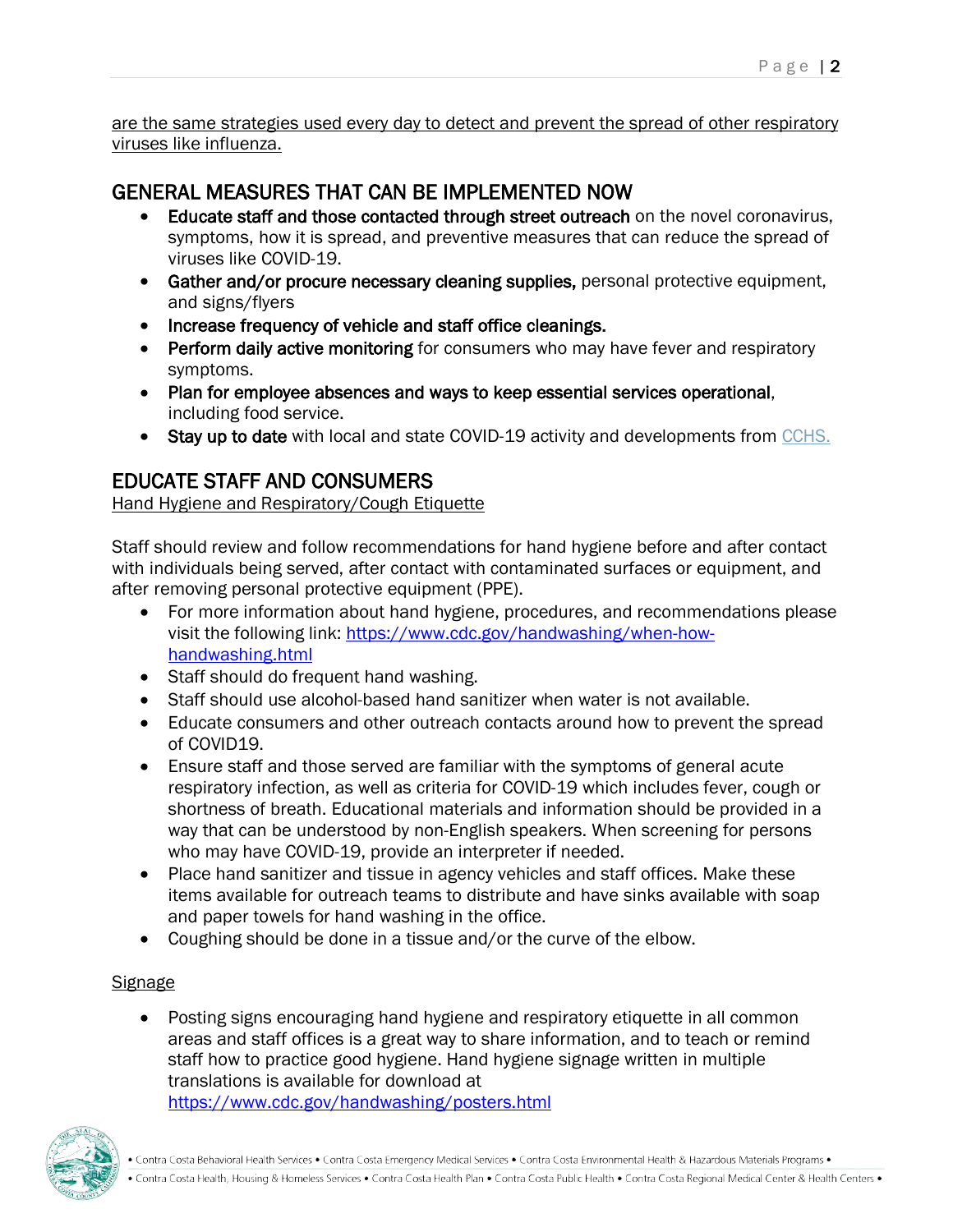are the same strategies used every day to detect and prevent the spread of other respiratory viruses like influenza.

## GENERAL MEASURES THAT CAN BE IMPLEMENTED NOW

- **Educate staff and those contacted through street outreach** on the novel coronavirus, symptoms, how it is spread, and preventive measures that can reduce the spread of viruses like COVID-19.
- **Gather and/or procure necessary cleaning supplies,** personal protective equipment, and signs/flyers
- **Increase frequency of vehicle and staff office cleanings.**
- **Perform daily active monitoring** for consumers who may have fever and respiratory symptoms.
- **Plan for employee absences and ways to keep essential services operational**, including food service.
- **Stay up to date** with local and state COVID-19 activity and developments from [CCHS.](CCHS.)

## EDUCATE STAFF AND CONSUMERS

Hand Hygiene and Respiratory/Cough Etiquette

Staff should review and follow recommendations for hand hygiene before and after contact with individuals being served, after contact with contaminated surfaces or equipment, and after removing personal protective equipment (PPE).

- For more information about hand hygiene, procedures, and recommendations please visit the following link: https://www.cdc.gov/handwashing/when-how-handwashing.html
- Staff should do frequent hand washing.
- Staff should use alcohol-based hand sanitizer when water is not available.
- Educate consumers and other outreach contacts around how to prevent the spread of COVID19.
- Ensure staff and those served are familiar with the symptoms of general acute respiratory infection, as well as criteria for COVID-19 which includes fever, cough or shortness of breath. Educational materials and information should be provided in a way that can be understood by non-English speakers. When screening for persons who may have COVID-19, provide an interpreter if needed.
- Place hand sanitizer and tissue in agency vehicles and staff offices. Make these items available for outreach teams to distribute and have sinks available with soap and paper towels for hand washing in the office.
- Coughing should be done in a tissue and/or the curve of the elbow.

Signage

- Posting signs encouraging hand hygiene and respiratory etiquette in all common areas and staff offices is a great way to share information, and to teach or remind staff how to practice good hygiene. Hand hygiene signage written in multiple translations is available for download at https://www.cdc.gov/handwashing/posters.html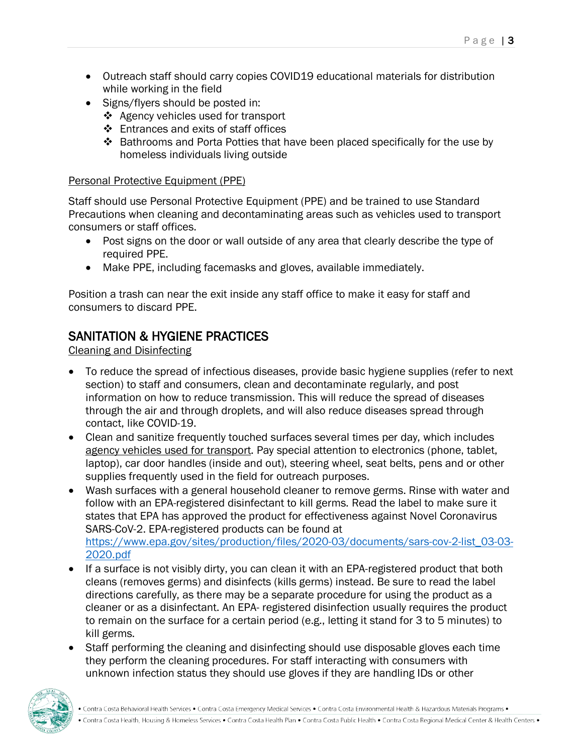- Outreach staff should carry copies COVID19 educational materials for distribution while working in the field
- Signs/flyers should be posted in:
  - ❖ Agency vehicles used for transport
  - ❖ Entrances and exits of staff offices
  - ❖ Bathrooms and Porta Potties that have been placed specifically for the use by homeless individuals living outside

<u>Personal Protective Equipment (PPE)</u>

Staff should use Personal Protective Equipment (PPE) and be trained to use Standard Precautions when cleaning and decontaminating areas such as vehicles used to transport consumers or staff offices.

- Post signs on the door or wall outside of any area that clearly describe the type of required PPE.
- Make PPE, including facemasks and gloves, available immediately.

Position a trash can near the exit inside any staff office to make it easy for staff and consumers to discard PPE.

## SANITATION & HYGIENE PRACTICES

<u>Cleaning and Disinfecting</u>

- To reduce the spread of infectious diseases, provide basic hygiene supplies (refer to next section) to staff and consumers, clean and decontaminate regularly, and post information on how to reduce transmission. This will reduce the spread of diseases through the air and through droplets, and will also reduce diseases spread through contact, like COVID-19.
- Clean and sanitize frequently touched surfaces several times per day, which includes <u>agency vehicles used for transport</u>. Pay special attention to electronics (phone, tablet, laptop), car door handles (inside and out), steering wheel, seat belts, pens and or other supplies frequently used in the field for outreach purposes.
- Wash surfaces with a general household cleaner to remove germs. Rinse with water and follow with an EPA-registered disinfectant to kill germs. Read the label to make sure it states that EPA has approved the product for effectiveness against Novel Coronavirus SARS-CoV-2. EPA-registered products can be found at https://www.epa.gov/sites/production/files/2020-03/documents/sars-cov-2-list_03-03-2020.pdf
- If a surface is not visibly dirty, you can clean it with an EPA-registered product that both cleans (removes germs) and disinfects (kills germs) instead. Be sure to read the label directions carefully, as there may be a separate procedure for using the product as a cleaner or as a disinfectant. An EPA- registered disinfection usually requires the product to remain on the surface for a certain period (e.g., letting it stand for 3 to 5 minutes) to kill germs.
- Staff performing the cleaning and disinfecting should use disposable gloves each time they perform the cleaning procedures. For staff interacting with consumers with unknown infection status they should use gloves if they are handling IDs or other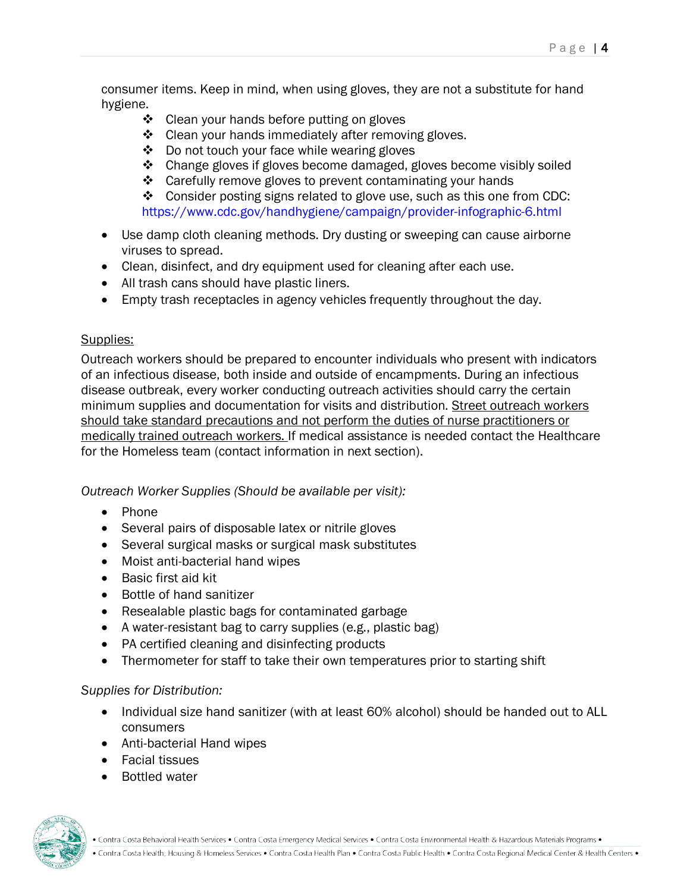consumer items. Keep in mind, when using gloves, they are not a substitute for hand hygiene.

- Clean your hands before putting on gloves
- Clean your hands immediately after removing gloves.
- Do not touch your face while wearing gloves
- Change gloves if gloves become damaged, gloves become visibly soiled
- Carefully remove gloves to prevent contaminating your hands
- Consider posting signs related to glove use, such as this one from CDC: https://www.cdc.gov/handhygiene/campaign/provider-infographic-6.html

- Use damp cloth cleaning methods. Dry dusting or sweeping can cause airborne viruses to spread.
- Clean, disinfect, and dry equipment used for cleaning after each use.
- All trash cans should have plastic liners.
- Empty trash receptacles in agency vehicles frequently throughout the day.

<u>Supplies:</u>

Outreach workers should be prepared to encounter individuals who present with indicators of an infectious disease, both inside and outside of encampments. During an infectious disease outbreak, every worker conducting outreach activities should carry the certain minimum supplies and documentation for visits and distribution. <u>Street outreach workers should take standard precautions and not perform the duties of nurse practitioners or medically trained outreach workers.</u> If medical assistance is needed contact the Healthcare for the Homeless team (contact information in next section).

*Outreach Worker Supplies (Should be available per visit):*

- Phone
- Several pairs of disposable latex or nitrile gloves
- Several surgical masks or surgical mask substitutes
- Moist anti-bacterial hand wipes
- Basic first aid kit
- Bottle of hand sanitizer
- Resealable plastic bags for contaminated garbage
- A water-resistant bag to carry supplies (e.g., plastic bag)
- PA certified cleaning and disinfecting products
- Thermometer for staff to take their own temperatures prior to starting shift

*Supplies for Distribution:*

- Individual size hand sanitizer (with at least 60% alcohol) should be handed out to ALL consumers
- Anti-bacterial Hand wipes
- Facial tissues
- Bottled water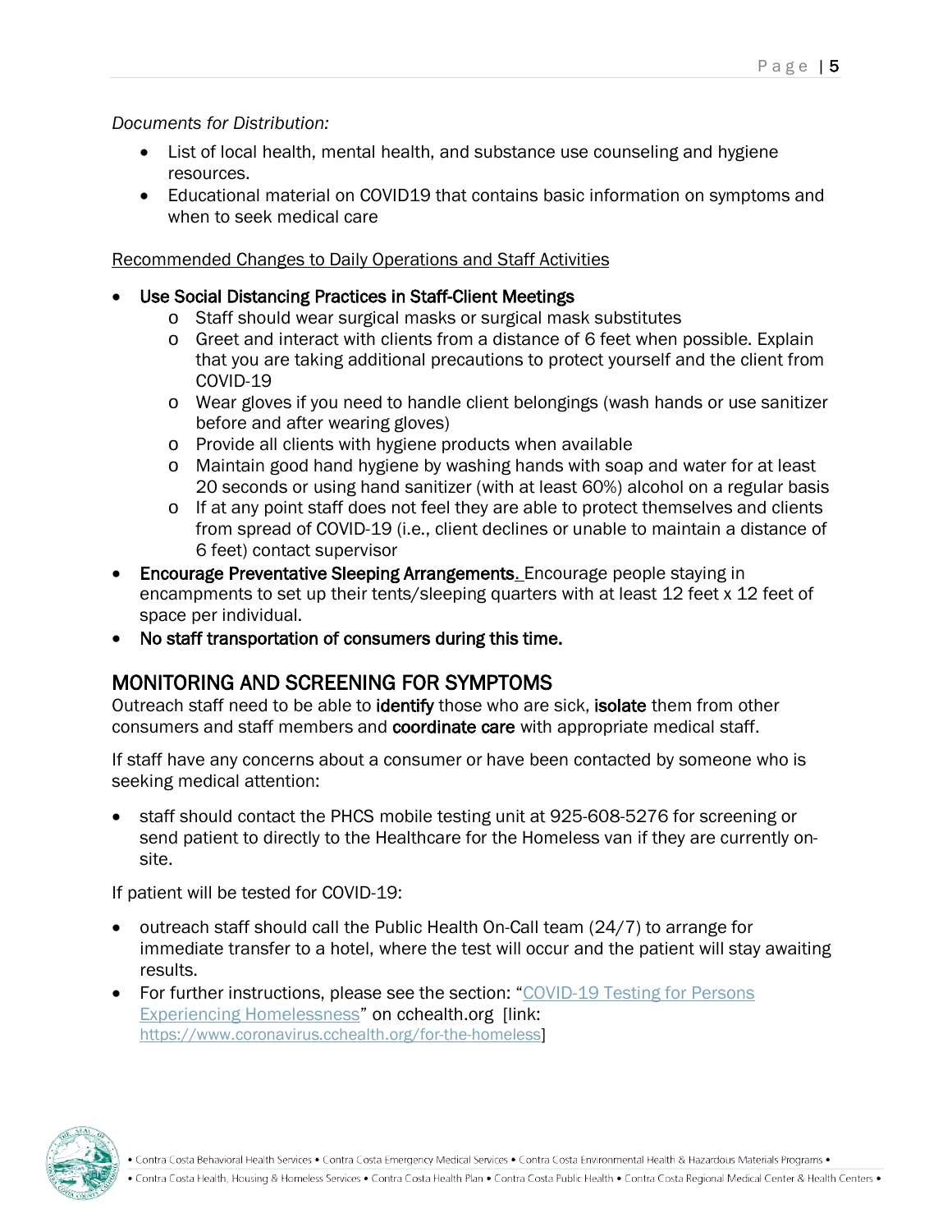*Documents for Distribution:*

- List of local health, mental health, and substance use counseling and hygiene resources.
- Educational material on COVID19 that contains basic information on symptoms and when to seek medical care

<u>Recommended Changes to Daily Operations and Staff Activities</u>

- **Use Social Distancing Practices in Staff-Client Meetings**
  - Staff should wear surgical masks or surgical mask substitutes
  - Greet and interact with clients from a distance of 6 feet when possible. Explain that you are taking additional precautions to protect yourself and the client from COVID-19
  - Wear gloves if you need to handle client belongings (wash hands or use sanitizer before and after wearing gloves)
  - Provide all clients with hygiene products when available
  - Maintain good hand hygiene by washing hands with soap and water for at least 20 seconds or using hand sanitizer (with at least 60%) alcohol on a regular basis
  - If at any point staff does not feel they are able to protect themselves and clients from spread of COVID-19 (i.e., client declines or unable to maintain a distance of 6 feet) contact supervisor
- **Encourage Preventative Sleeping Arrangements.** Encourage people staying in encampments to set up their tents/sleeping quarters with at least 12 feet x 12 feet of space per individual.
- **No staff transportation of consumers during this time.**

## MONITORING AND SCREENING FOR SYMPTOMS

Outreach staff need to be able to **identify** those who are sick, **isolate** them from other consumers and staff members and **coordinate care** with appropriate medical staff.

If staff have any concerns about a consumer or have been contacted by someone who is seeking medical attention:

- staff should contact the PHCS mobile testing unit at 925-608-5276 for screening or send patient to directly to the Healthcare for the Homeless van if they are currently on-site.

If patient will be tested for COVID-19:

- outreach staff should call the Public Health On-Call team (24/7) to arrange for immediate transfer to a hotel, where the test will occur and the patient will stay awaiting results.
- For further instructions, please see the section: "[COVID-19 Testing for Persons Experiencing Homelessness](https://www.coronavirus.cchealth.org/for-the-homeless)" on cchealth.org [link: https://www.coronavirus.cchealth.org/for-the-homeless]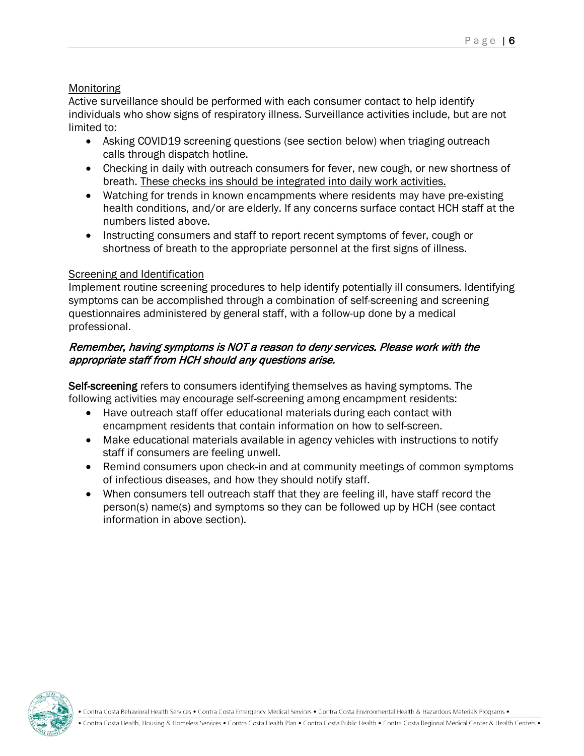Monitoring

Active surveillance should be performed with each consumer contact to help identify individuals who show signs of respiratory illness. Surveillance activities include, but are not limited to:

- Asking COVID19 screening questions (see section below) when triaging outreach calls through dispatch hotline.
- Checking in daily with outreach consumers for fever, new cough, or new shortness of breath. These checks ins should be integrated into daily work activities.
- Watching for trends in known encampments where residents may have pre-existing health conditions, and/or are elderly. If any concerns surface contact HCH staff at the numbers listed above.
- Instructing consumers and staff to report recent symptoms of fever, cough or shortness of breath to the appropriate personnel at the first signs of illness.

Screening and Identification

Implement routine screening procedures to help identify potentially ill consumers. Identifying symptoms can be accomplished through a combination of self-screening and screening questionnaires administered by general staff, with a follow-up done by a medical professional.

*Remember, having symptoms is NOT a reason to deny services. Please work with the appropriate staff from HCH should any questions arise.*

**Self-screening** refers to consumers identifying themselves as having symptoms. The following activities may encourage self-screening among encampment residents:

- Have outreach staff offer educational materials during each contact with encampment residents that contain information on how to self-screen.
- Make educational materials available in agency vehicles with instructions to notify staff if consumers are feeling unwell.
- Remind consumers upon check-in and at community meetings of common symptoms of infectious diseases, and how they should notify staff.
- When consumers tell outreach staff that they are feeling ill, have staff record the person(s) name(s) and symptoms so they can be followed up by HCH (see contact information in above section).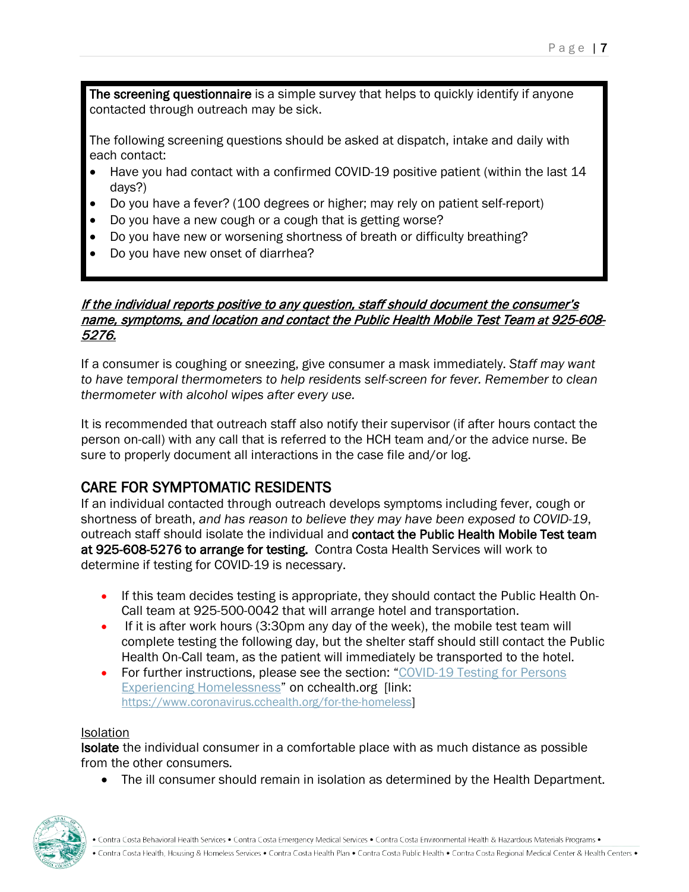**The screening questionnaire** is a simple survey that helps to quickly identify if anyone contacted through outreach may be sick.

The following screening questions should be asked at dispatch, intake and daily with each contact:

- Have you had contact with a confirmed COVID-19 positive patient (within the last 14 days?)
- Do you have a fever? (100 degrees or higher; may rely on patient self-report)
- Do you have a new cough or a cough that is getting worse?
- Do you have new or worsening shortness of breath or difficulty breathing?
- Do you have new onset of diarrhea?

***If the individual reports positive to any question, staff should document the consumer's name, symptoms, and location and contact the Public Health Mobile Test Team at 925-608-5276.***

If a consumer is coughing or sneezing, give consumer a mask immediately. *Staff may want to have temporal thermometers to help residents self-screen for fever. Remember to clean thermometer with alcohol wipes after every use.*

It is recommended that outreach staff also notify their supervisor (if after hours contact the person on-call) with any call that is referred to the HCH team and/or the advice nurse. Be sure to properly document all interactions in the case file and/or log.

## CARE FOR SYMPTOMATIC RESIDENTS

If an individual contacted through outreach develops symptoms including fever, cough or shortness of breath, *and has reason to believe they may have been exposed to COVID-19*, outreach staff should isolate the individual and **contact the Public Health Mobile Test team at 925-608-5276 to arrange for testing.** Contra Costa Health Services will work to determine if testing for COVID-19 is necessary.

- If this team decides testing is appropriate, they should contact the Public Health On-Call team at 925-500-0042 that will arrange hotel and transportation.
- If it is after work hours (3:30pm any day of the week), the mobile test team will complete testing the following day, but the shelter staff should still contact the Public Health On-Call team, as the patient will immediately be transported to the hotel.
- For further instructions, please see the section: "[COVID-19 Testing for Persons Experiencing Homelessness](https://www.coronavirus.cchealth.org/for-the-homeless)" on cchealth.org [link: https://www.coronavirus.cchealth.org/for-the-homeless]

Isolation

**Isolate** the individual consumer in a comfortable place with as much distance as possible from the other consumers.

- The ill consumer should remain in isolation as determined by the Health Department.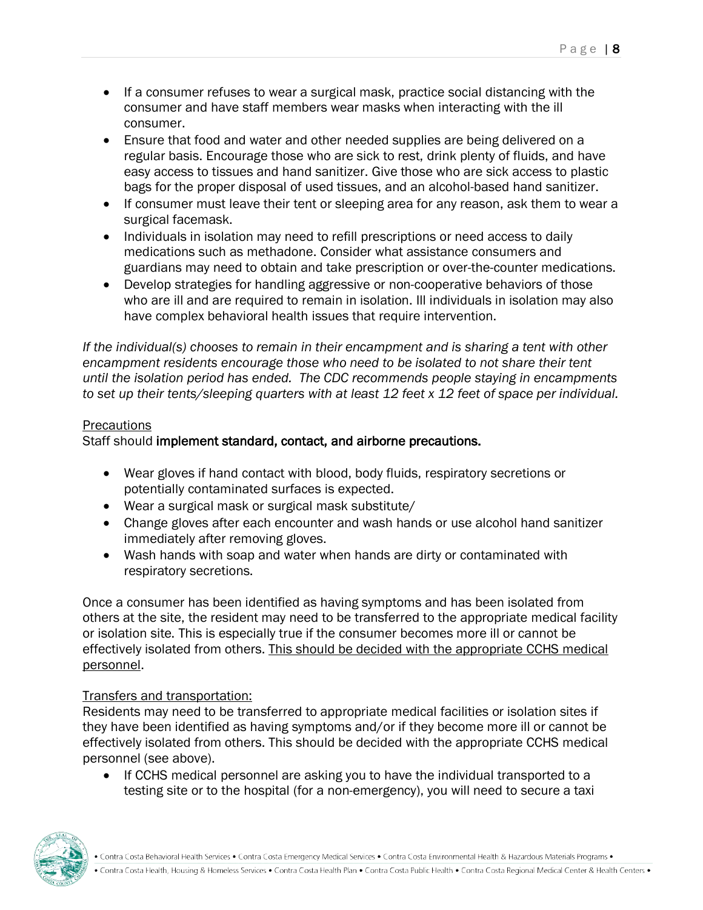- If a consumer refuses to wear a surgical mask, practice social distancing with the consumer and have staff members wear masks when interacting with the ill consumer.
- Ensure that food and water and other needed supplies are being delivered on a regular basis. Encourage those who are sick to rest, drink plenty of fluids, and have easy access to tissues and hand sanitizer. Give those who are sick access to plastic bags for the proper disposal of used tissues, and an alcohol-based hand sanitizer.
- If consumer must leave their tent or sleeping area for any reason, ask them to wear a surgical facemask.
- Individuals in isolation may need to refill prescriptions or need access to daily medications such as methadone. Consider what assistance consumers and guardians may need to obtain and take prescription or over-the-counter medications.
- Develop strategies for handling aggressive or non-cooperative behaviors of those who are ill and are required to remain in isolation. Ill individuals in isolation may also have complex behavioral health issues that require intervention.

*If the individual(s) chooses to remain in their encampment and is sharing a tent with other encampment residents encourage those who need to be isolated to not share their tent until the isolation period has ended. The CDC recommends people staying in encampments to set up their tents/sleeping quarters with at least 12 feet x 12 feet of space per individual.*

<u>Precautions</u>

Staff should **implement standard, contact, and airborne precautions.**

- Wear gloves if hand contact with blood, body fluids, respiratory secretions or potentially contaminated surfaces is expected.
- Wear a surgical mask or surgical mask substitute/
- Change gloves after each encounter and wash hands or use alcohol hand sanitizer immediately after removing gloves.
- Wash hands with soap and water when hands are dirty or contaminated with respiratory secretions.

Once a consumer has been identified as having symptoms and has been isolated from others at the site, the resident may need to be transferred to the appropriate medical facility or isolation site. This is especially true if the consumer becomes more ill or cannot be effectively isolated from others. <u>This should be decided with the appropriate CCHS medical personnel</u>.

<u>Transfers and transportation:</u>

Residents may need to be transferred to appropriate medical facilities or isolation sites if they have been identified as having symptoms and/or if they become more ill or cannot be effectively isolated from others. This should be decided with the appropriate CCHS medical personnel (see above).

- If CCHS medical personnel are asking you to have the individual transported to a testing site or to the hospital (for a non-emergency), you will need to secure a taxi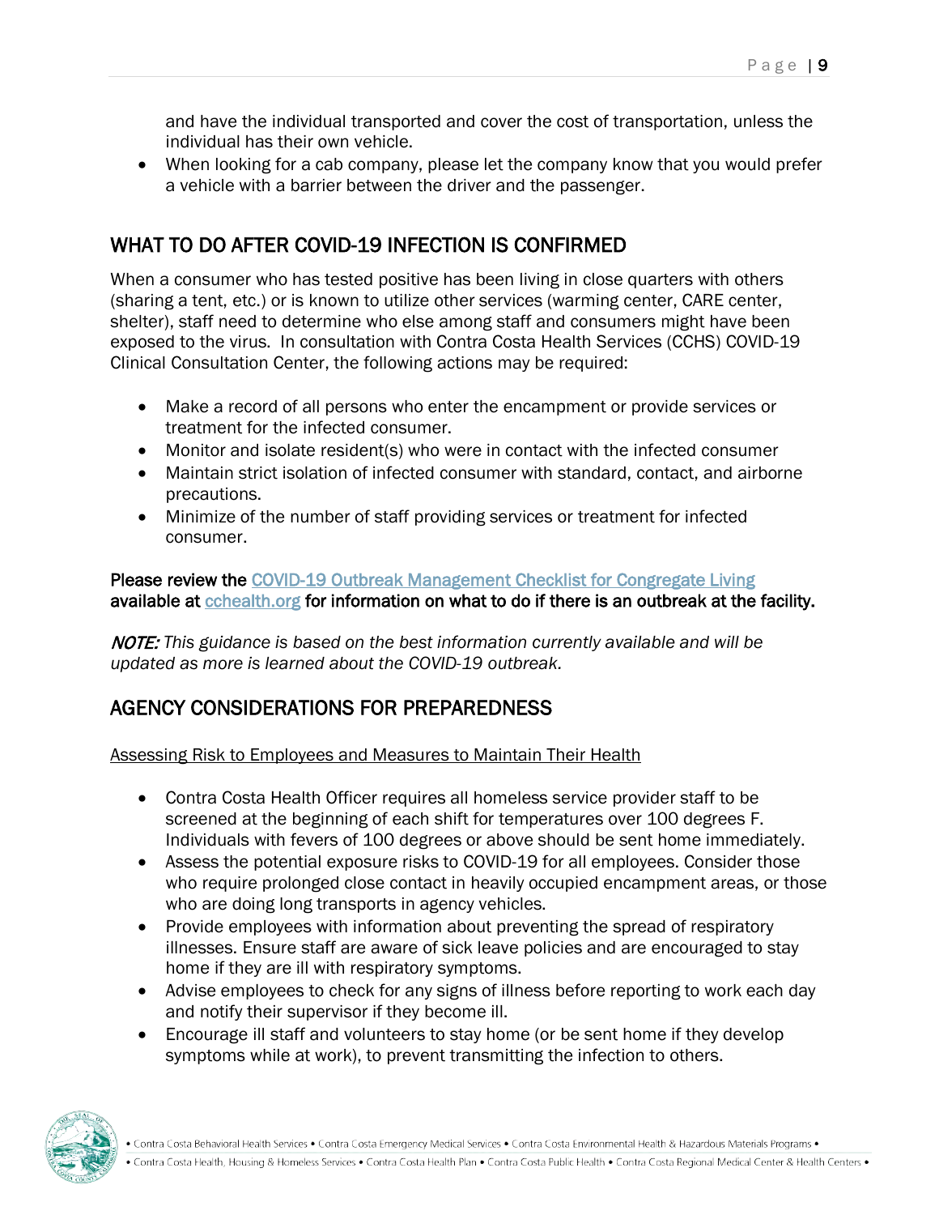and have the individual transported and cover the cost of transportation, unless the individual has their own vehicle.

- When looking for a cab company, please let the company know that you would prefer a vehicle with a barrier between the driver and the passenger.

## WHAT TO DO AFTER COVID-19 INFECTION IS CONFIRMED

When a consumer who has tested positive has been living in close quarters with others (sharing a tent, etc.) or is known to utilize other services (warming center, CARE center, shelter), staff need to determine who else among staff and consumers might have been exposed to the virus. In consultation with Contra Costa Health Services (CCHS) COVID-19 Clinical Consultation Center, the following actions may be required:

- Make a record of all persons who enter the encampment or provide services or treatment for the infected consumer.
- Monitor and isolate resident(s) who were in contact with the infected consumer
- Maintain strict isolation of infected consumer with standard, contact, and airborne precautions.
- Minimize of the number of staff providing services or treatment for infected consumer.

**Please review the [COVID-19 Outbreak Management Checklist for Congregate Living](COVID-19 Outbreak Management Checklist for Congregate Living) available at [cchealth.org](cchealth.org) for information on what to do if there is an outbreak at the facility.**

***NOTE:*** *This guidance is based on the best information currently available and will be updated as more is learned about the COVID-19 outbreak.*

## AGENCY CONSIDERATIONS FOR PREPAREDNESS

<u>Assessing Risk to Employees and Measures to Maintain Their Health</u>

- Contra Costa Health Officer requires all homeless service provider staff to be screened at the beginning of each shift for temperatures over 100 degrees F. Individuals with fevers of 100 degrees or above should be sent home immediately.
- Assess the potential exposure risks to COVID-19 for all employees. Consider those who require prolonged close contact in heavily occupied encampment areas, or those who are doing long transports in agency vehicles.
- Provide employees with information about preventing the spread of respiratory illnesses. Ensure staff are aware of sick leave policies and are encouraged to stay home if they are ill with respiratory symptoms.
- Advise employees to check for any signs of illness before reporting to work each day and notify their supervisor if they become ill.
- Encourage ill staff and volunteers to stay home (or be sent home if they develop symptoms while at work), to prevent transmitting the infection to others.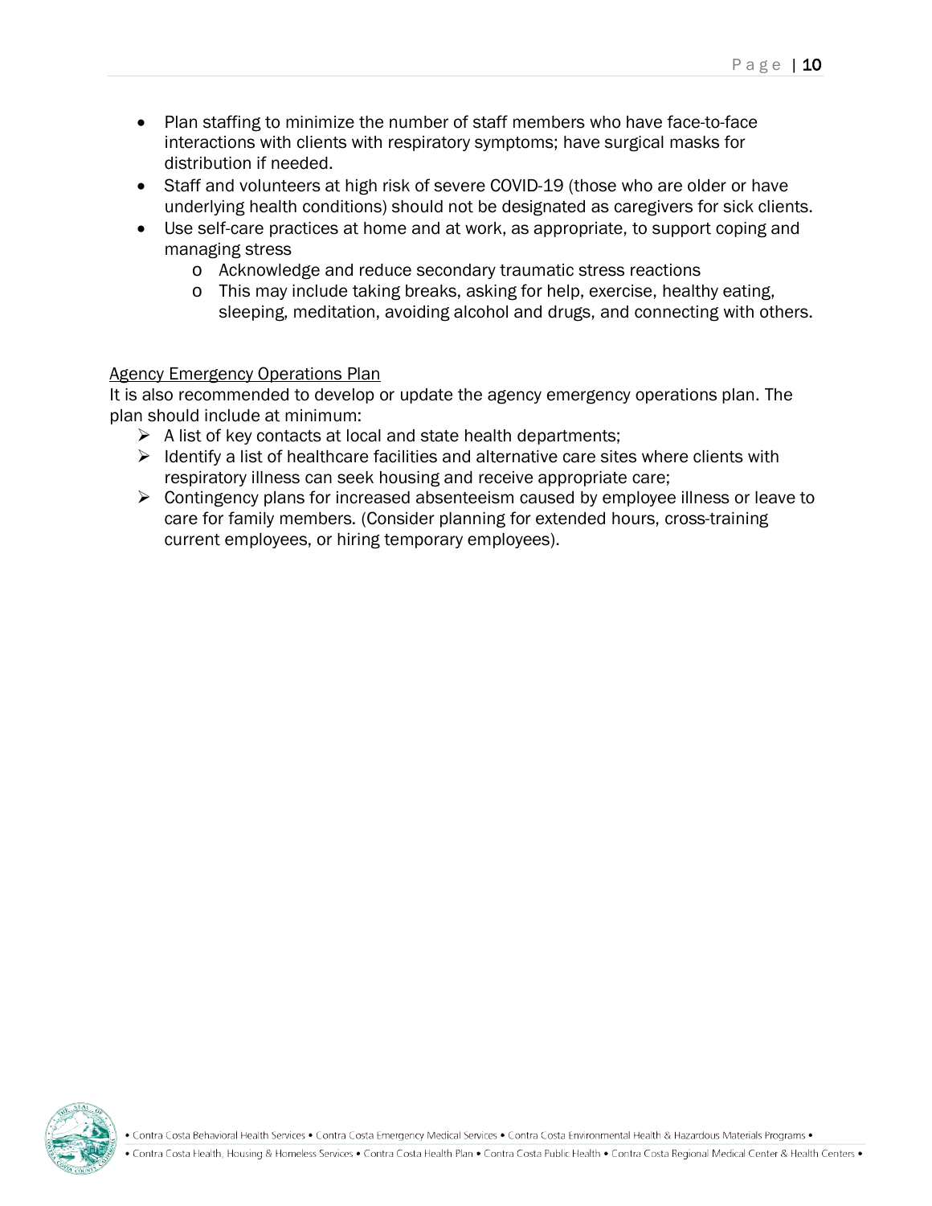- Plan staffing to minimize the number of staff members who have face-to-face interactions with clients with respiratory symptoms; have surgical masks for distribution if needed.
- Staff and volunteers at high risk of severe COVID-19 (those who are older or have underlying health conditions) should not be designated as caregivers for sick clients.
- Use self-care practices at home and at work, as appropriate, to support coping and managing stress
  - Acknowledge and reduce secondary traumatic stress reactions
  - This may include taking breaks, asking for help, exercise, healthy eating, sleeping, meditation, avoiding alcohol and drugs, and connecting with others.

<u>Agency Emergency Operations Plan</u>

It is also recommended to develop or update the agency emergency operations plan. The plan should include at minimum:

- A list of key contacts at local and state health departments;
- Identify a list of healthcare facilities and alternative care sites where clients with respiratory illness can seek housing and receive appropriate care;
- Contingency plans for increased absenteeism caused by employee illness or leave to care for family members. (Consider planning for extended hours, cross-training current employees, or hiring temporary employees).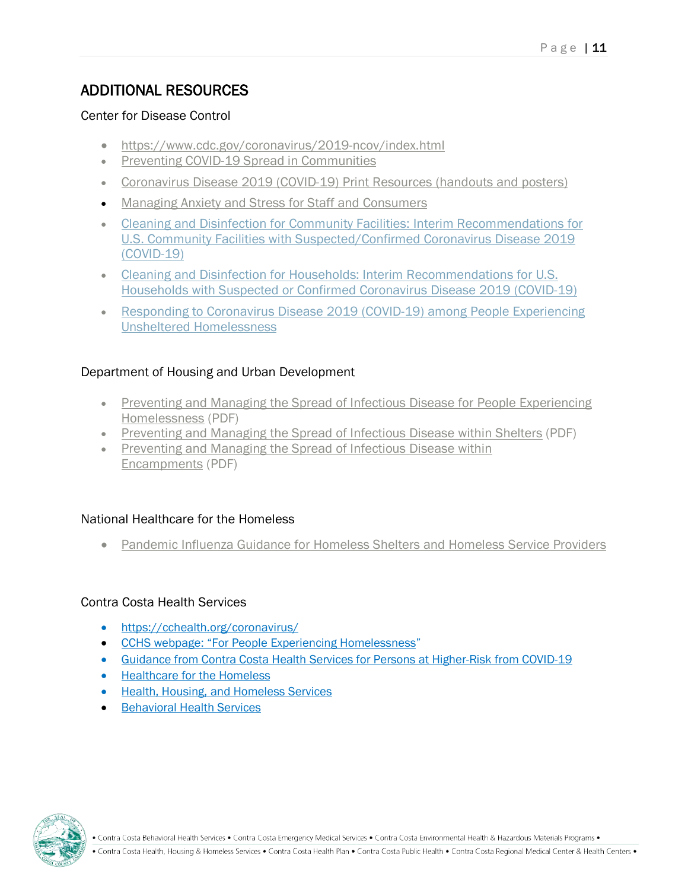# ADDITIONAL RESOURCES

Center for Disease Control

- https://www.cdc.gov/coronavirus/2019-ncov/index.html
- Preventing COVID-19 Spread in Communities
- Coronavirus Disease 2019 (COVID-19) Print Resources (handouts and posters)
- Managing Anxiety and Stress for Staff and Consumers
- Cleaning and Disinfection for Community Facilities: Interim Recommendations for U.S. Community Facilities with Suspected/Confirmed Coronavirus Disease 2019 (COVID-19)
- Cleaning and Disinfection for Households: Interim Recommendations for U.S. Households with Suspected or Confirmed Coronavirus Disease 2019 (COVID-19)
- Responding to Coronavirus Disease 2019 (COVID-19) among People Experiencing Unsheltered Homelessness

Department of Housing and Urban Development

- Preventing and Managing the Spread of Infectious Disease for People Experiencing Homelessness (PDF)
- Preventing and Managing the Spread of Infectious Disease within Shelters (PDF)
- Preventing and Managing the Spread of Infectious Disease within Encampments (PDF)

National Healthcare for the Homeless

- Pandemic Influenza Guidance for Homeless Shelters and Homeless Service Providers

Contra Costa Health Services

- https://cchealth.org/coronavirus/
- CCHS webpage: "For People Experiencing Homelessness"
- Guidance from Contra Costa Health Services for Persons at Higher-Risk from COVID-19
- Healthcare for the Homeless
- Health, Housing, and Homeless Services
- Behavioral Health Services